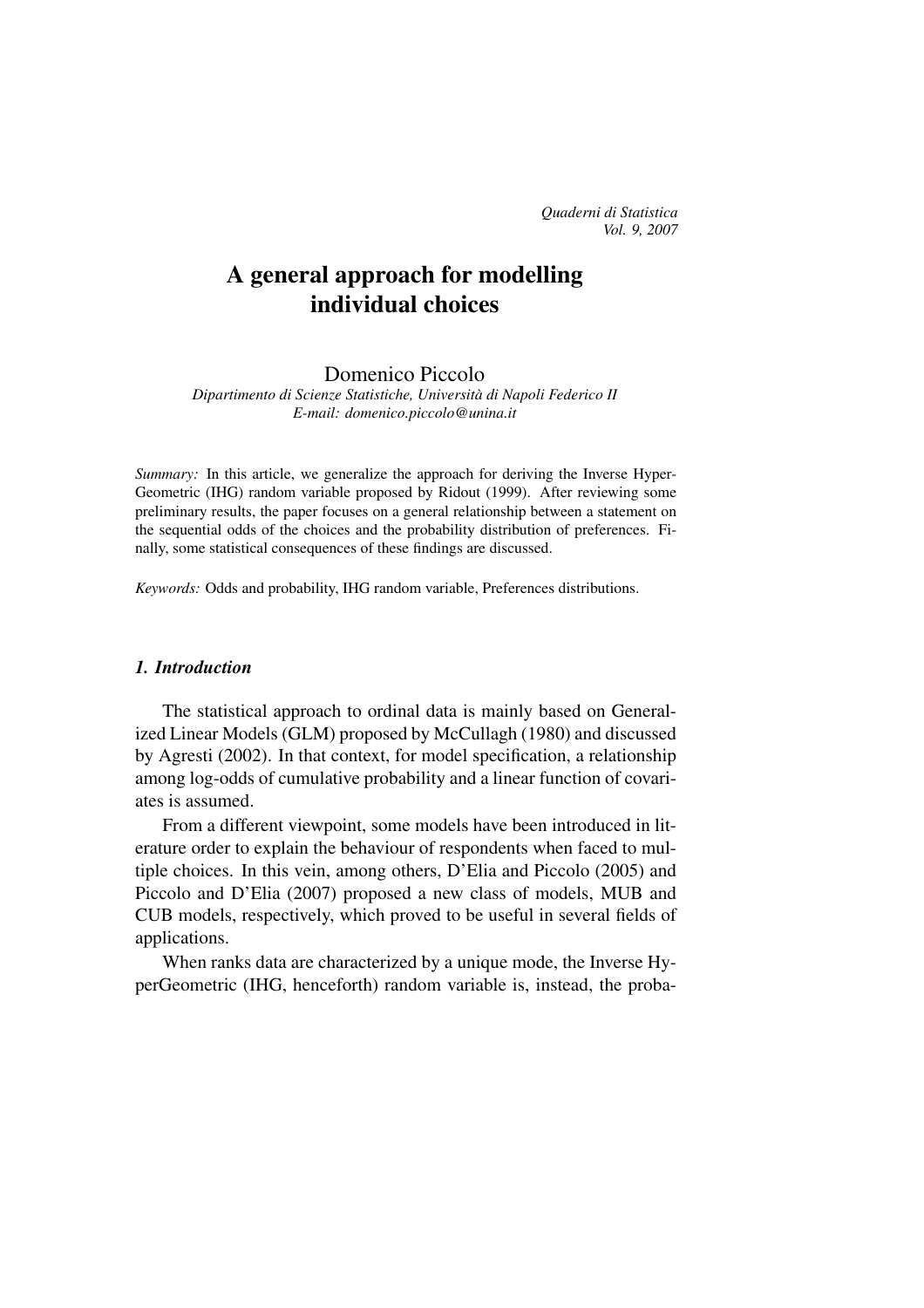*Quaderni di Statistica*
*Vol. 9, 2007*

# A general approach for modelling individual choices

Domenico Piccolo
*Dipartimento di Scienze Statistiche, Università di Napoli Federico II*
*E-mail: domenico.piccolo@unina.it*

*Summary:* In this article, we generalize the approach for deriving the Inverse Hyper-Geometric (IHG) random variable proposed by Ridout (1999). After reviewing some preliminary results, the paper focuses on a general relationship between a statement on the sequential odds of the choices and the probability distribution of preferences. Finally, some statistical consequences of these findings are discussed.

*Keywords:* Odds and probability, IHG random variable, Preferences distributions.

## *1. Introduction*

The statistical approach to ordinal data is mainly based on Generalized Linear Models (GLM) proposed by McCullagh (1980) and discussed by Agresti (2002). In that context, for model specification, a relationship among log-odds of cumulative probability and a linear function of covariates is assumed.

From a different viewpoint, some models have been introduced in literature order to explain the behaviour of respondents when faced to multiple choices. In this vein, among others, D'Elia and Piccolo (2005) and Piccolo and D'Elia (2007) proposed a new class of models, MUB and CUB models, respectively, which proved to be useful in several fields of applications.

When ranks data are characterized by a unique mode, the Inverse HyperGeometric (IHG, henceforth) random variable is, instead, the proba-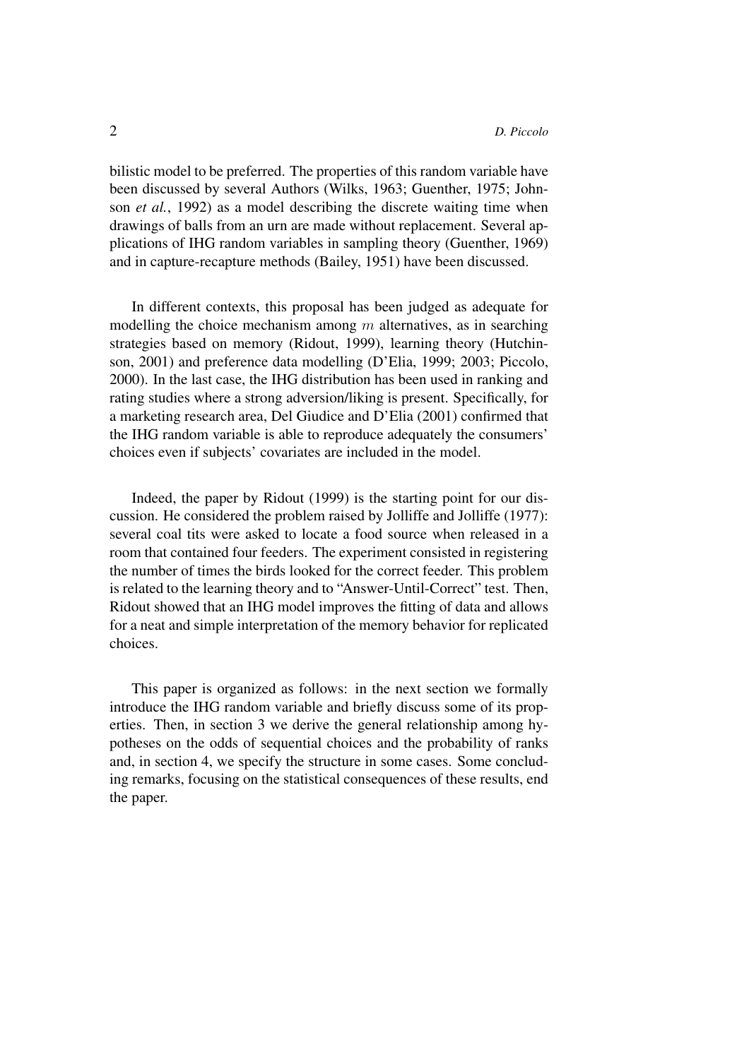bilistic model to be preferred. The properties of this random variable have been discussed by several Authors (Wilks, 1963; Guenther, 1975; Johnson *et al.*, 1992) as a model describing the discrete waiting time when drawings of balls from an urn are made without replacement. Several applications of IHG random variables in sampling theory (Guenther, 1969) and in capture-recapture methods (Bailey, 1951) have been discussed.

In different contexts, this proposal has been judged as adequate for modelling the choice mechanism among $m$ alternatives, as in searching strategies based on memory (Ridout, 1999), learning theory (Hutchinson, 2001) and preference data modelling (D'Elia, 1999; 2003; Piccolo, 2000). In the last case, the IHG distribution has been used in ranking and rating studies where a strong adversion/liking is present. Specifically, for a marketing research area, Del Giudice and D'Elia (2001) confirmed that the IHG random variable is able to reproduce adequately the consumers' choices even if subjects' covariates are included in the model.

Indeed, the paper by Ridout (1999) is the starting point for our discussion. He considered the problem raised by Jolliffe and Jolliffe (1977): several coal tits were asked to locate a food source when released in a room that contained four feeders. The experiment consisted in registering the number of times the birds looked for the correct feeder. This problem is related to the learning theory and to "Answer-Until-Correct" test. Then, Ridout showed that an IHG model improves the fitting of data and allows for a neat and simple interpretation of the memory behavior for replicated choices.

This paper is organized as follows: in the next section we formally introduce the IHG random variable and briefly discuss some of its properties. Then, in section 3 we derive the general relationship among hypotheses on the odds of sequential choices and the probability of ranks and, in section 4, we specify the structure in some cases. Some concluding remarks, focusing on the statistical consequences of these results, end the paper.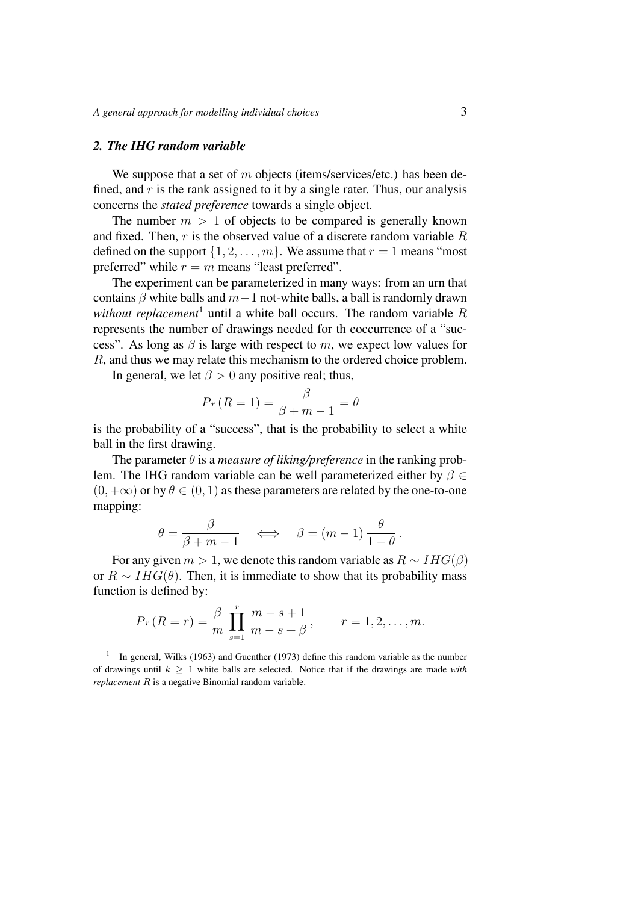## *2. The IHG random variable*

We suppose that a set of $m$ objects (items/services/etc.) has been defined, and $r$ is the rank assigned to it by a single rater. Thus, our analysis concerns the *stated preference* towards a single object.

The number $m > 1$ of objects to be compared is generally known and fixed. Then, $r$ is the observed value of a discrete random variable $R$ defined on the support $\{1, 2, \ldots, m\}$. We assume that $r = 1$ means "most preferred" while $r = m$ means "least preferred".

The experiment can be parameterized in many ways: from an urn that contains $\beta$ white balls and $m-1$ not-white balls, a ball is randomly drawn *without replacement*[1] until a white ball occurs. The random variable $R$ represents the number of drawings needed for th eoccurrence of a "success". As long as $\beta$ is large with respect to $m$, we expect low values for $R$, and thus we may relate this mechanism to the ordered choice problem.

In general, we let $\beta > 0$ any positive real; thus,

$$P_r\left(R = 1\right) = \frac{\beta}{\beta + m - 1} = \theta$$

is the probability of a "success", that is the probability to select a white ball in the first drawing.

The parameter $\theta$ is a *measure of liking/preference* in the ranking problem. The IHG random variable can be well parameterized either by $\beta \in (0, +\infty)$ or by $\theta \in (0, 1)$ as these parameters are related by the one-to-one mapping:

$$\theta = \frac{\beta}{\beta + m - 1} \quad \Longleftrightarrow \quad \beta = (m-1)\,\frac{\theta}{1-\theta}\,.$$

For any given $m > 1$, we denote this random variable as $R \sim IHG(\beta)$ or $R \sim IHG(\theta)$. Then, it is immediate to show that its probability mass function is defined by:

$$P_r\left(R = r\right) = \frac{\beta}{m} \prod_{s=1}^{r} \frac{m - s + 1}{m - s + \beta}\,, \qquad r = 1, 2, \ldots, m.$$

[1] In general, Wilks (1963) and Guenther (1973) define this random variable as the number of drawings until $k \geq 1$ white balls are selected. Notice that if the drawings are made *with replacement* $R$ is a negative Binomial random variable.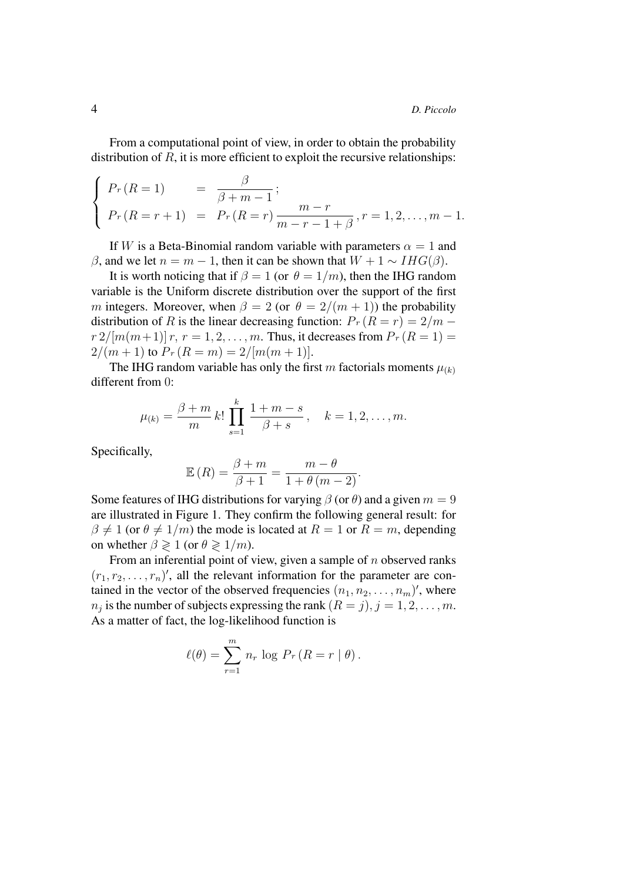From a computational point of view, in order to obtain the probability distribution of $R$, it is more efficient to exploit the recursive relationships:

$$
\begin{cases}
P_r\,(R=1) & = & \dfrac{\beta}{\beta+m-1}\,; \\
P_r\,(R=r+1) & = & P_r\,(R=r)\,\dfrac{m-r}{m-r-1+\beta}\,, r=1,2,\ldots,m-1.
\end{cases}
$$

If $W$ is a Beta-Binomial random variable with parameters $\alpha = 1$ and $\beta$, and we let $n = m-1$, then it can be shown that $W+1 \sim IHG(\beta)$.

It is worth noticing that if $\beta = 1$ (or $\theta = 1/m$), then the IHG random variable is the Uniform discrete distribution over the support of the first $m$ integers. Moreover, when $\beta = 2$ (or $\theta = 2/(m+1)$) the probability distribution of $R$ is the linear decreasing function: $P_r\,(R=r) = 2/m - r\,2/[m(m+1)]\,r$, $r = 1, 2, \ldots, m$. Thus, it decreases from $P_r\,(R=1) = 2/(m+1)$ to $P_r\,(R=m) = 2/[m(m+1)]$.

The IHG random variable has only the first $m$ factorials moments $\mu_{(k)}$ different from $0$:

$$
\mu_{(k)} = \frac{\beta+m}{m}\,k!\,\prod_{s=1}^{k}\frac{1+m-s}{\beta+s}\,, \quad k=1,2,\ldots,m.
$$

Specifically,

$$
\mathbb{E}\,(R) = \frac{\beta+m}{\beta+1} = \frac{m-\theta}{1+\theta\,(m-2)}.
$$

Some features of IHG distributions for varying $\beta$ (or $\theta$) and a given $m = 9$ are illustrated in Figure 1. They confirm the following general result: for $\beta \neq 1$ (or $\theta \neq 1/m$) the mode is located at $R = 1$ or $R = m$, depending on whether $\beta \gtrless 1$ (or $\theta \gtrless 1/m$).

From an inferential point of view, given a sample of $n$ observed ranks $(r_1, r_2, \ldots, r_n)'$, all the relevant information for the parameter are contained in the vector of the observed frequencies $(n_1, n_2, \ldots, n_m)'$, where $n_j$ is the number of subjects expressing the rank $(R = j)$, $j = 1, 2, \ldots, m$. As a matter of fact, the log-likelihood function is

$$
\ell(\theta) = \sum_{r=1}^{m} n_r\,\log\,P_r\,(R=r \mid \theta)\,.
$$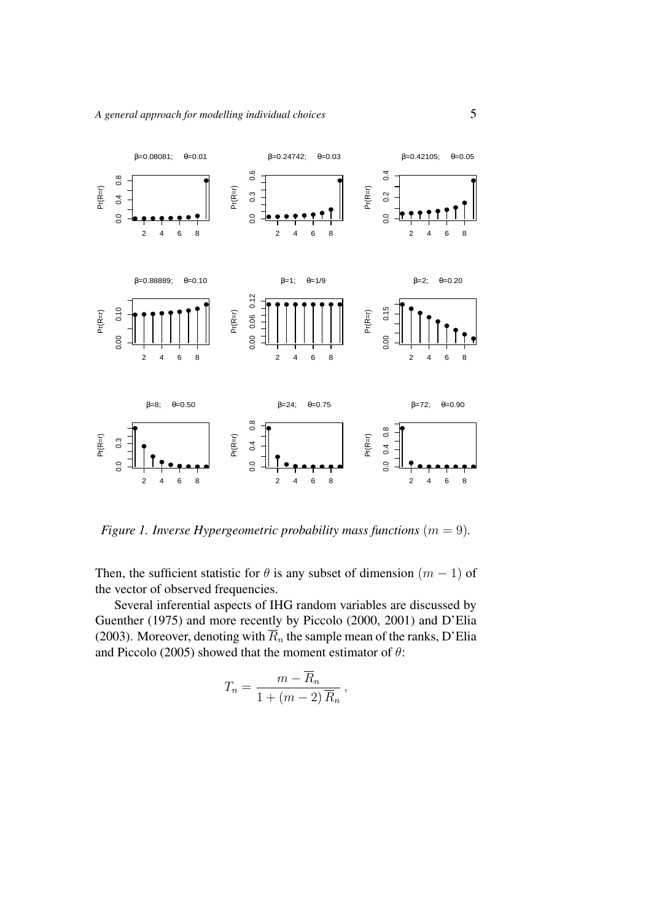*Figure 1. Inverse Hypergeometric probability mass functions* $(m = 9)$.

Then, the sufficient statistic for $\theta$ is any subset of dimension $(m-1)$ of the vector of observed frequencies.

Several inferential aspects of IHG random variables are discussed by Guenther (1975) and more recently by Piccolo (2000, 2001) and D'Elia (2003). Moreover, denoting with $\overline{R}_n$ the sample mean of the ranks, D'Elia and Piccolo (2005) showed that the moment estimator of $\theta$:

$$T_n = \frac{m - \overline{R}_n}{1 + (m-2)\,\overline{R}_n}\,,$$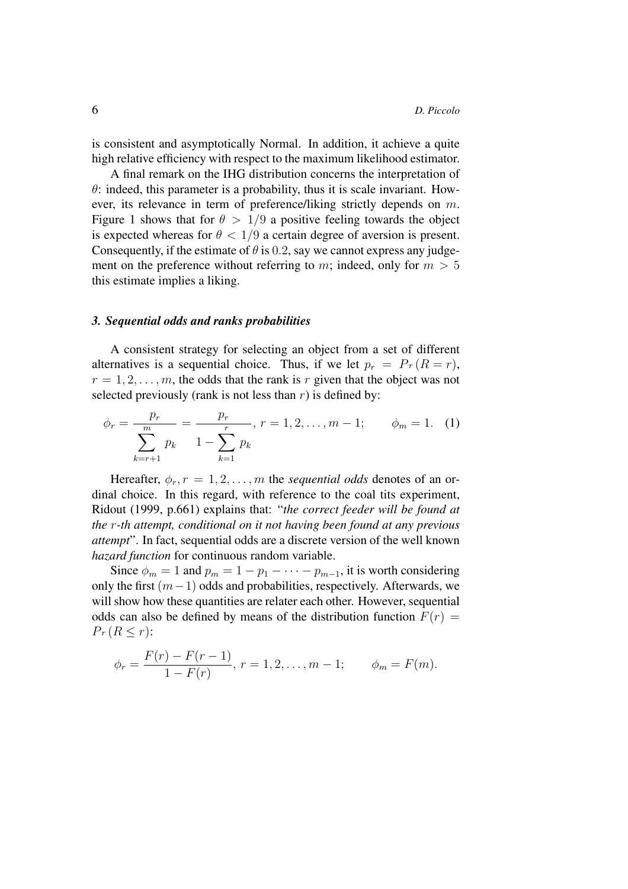is consistent and asymptotically Normal. In addition, it achieve a quite high relative efficiency with respect to the maximum likelihood estimator.

A final remark on the IHG distribution concerns the interpretation of $\theta$: indeed, this parameter is a probability, thus it is scale invariant. However, its relevance in term of preference/liking strictly depends on $m$. Figure 1 shows that for $\theta > 1/9$ a positive feeling towards the object is expected whereas for $\theta < 1/9$ a certain degree of aversion is present. Consequently, if the estimate of $\theta$ is $0.2$, say we cannot express any judgement on the preference without referring to $m$; indeed, only for $m > 5$ this estimate implies a liking.

### *3. Sequential odds and ranks probabilities*

A consistent strategy for selecting an object from a set of different alternatives is a sequential choice. Thus, if we let $p_r = Pr(R = r)$, $r = 1, 2, \ldots, m$, the odds that the rank is $r$ given that the object was not selected previously (rank is not less than $r$) is defined by:

$$\phi_r = \frac{p_r}{\sum_{k=r+1}^{m} p_k} = \frac{p_r}{1 - \sum_{k=1}^{r} p_k}, \; r = 1, 2, \ldots, m-1; \qquad \phi_m = 1. \quad (1)$$

Hereafter, $\phi_r, r = 1, 2, \ldots, m$ the *sequential odds* denotes of an ordinal choice. In this regard, with reference to the coal tits experiment, Ridout (1999, p.661) explains that: "*the correct feeder will be found at the $r$-th attempt, conditional on it not having been found at any previous attempt*". In fact, sequential odds are a discrete version of the well known *hazard function* for continuous random variable.

Since $\phi_m = 1$ and $p_m = 1 - p_1 - \cdots - p_{m-1}$, it is worth considering only the first $(m-1)$ odds and probabilities, respectively. Afterwards, we will show how these quantities are relater each other. However, sequential odds can also be defined by means of the distribution function $F(r) = Pr(R \leq r)$:

$$\phi_r = \frac{F(r) - F(r-1)}{1 - F(r)}, \; r = 1, 2, \ldots, m-1; \qquad \phi_m = F(m).$$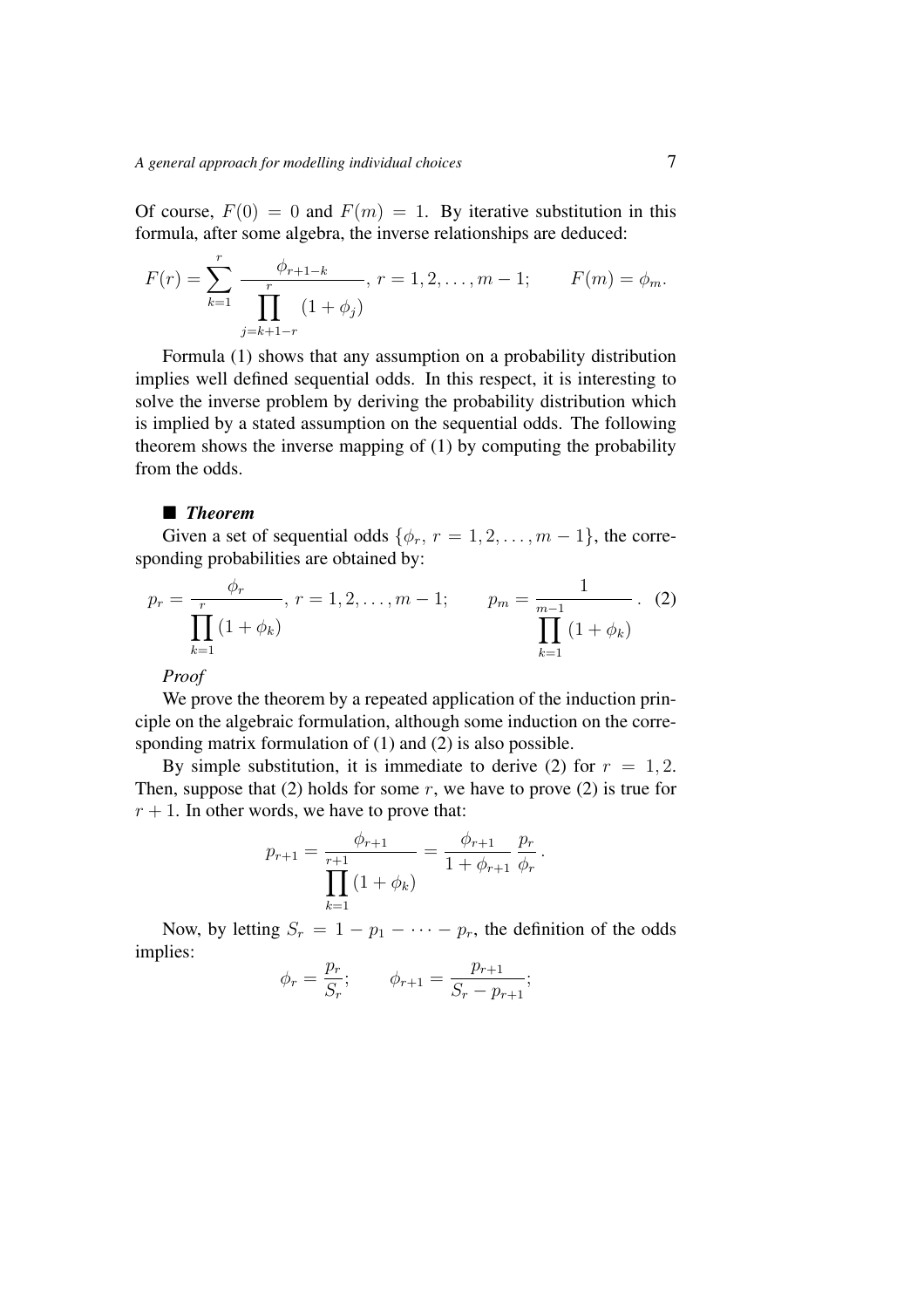Of course, $F(0) = 0$ and $F(m) = 1$. By iterative substitution in this formula, after some algebra, the inverse relationships are deduced:

$$F(r) = \sum_{k=1}^{r} \frac{\phi_{r+1-k}}{\prod_{j=k+1-r}^{r} (1+\phi_j)}, \; r = 1, 2, \ldots, m-1; \qquad F(m) = \phi_m.$$

Formula (1) shows that any assumption on a probability distribution implies well defined sequential odds. In this respect, it is interesting to solve the inverse problem by deriving the probability distribution which is implied by a stated assumption on the sequential odds. The following theorem shows the inverse mapping of (1) by computing the probability from the odds.

### ■ *Theorem*

Given a set of sequential odds $\{\phi_r, \, r = 1, 2, \ldots, m-1\}$, the corresponding probabilities are obtained by:

$$p_r = \frac{\phi_r}{\prod_{k=1}^{r} (1+\phi_k)}, \; r = 1, 2, \ldots, m-1; \qquad p_m = \frac{1}{\prod_{k=1}^{m-1} (1+\phi_k)}. \quad (2)$$

*Proof*

We prove the theorem by a repeated application of the induction principle on the algebraic formulation, although some induction on the corresponding matrix formulation of (1) and (2) is also possible.

By simple substitution, it is immediate to derive (2) for $r = 1, 2$. Then, suppose that (2) holds for some $r$, we have to prove (2) is true for $r + 1$. In other words, we have to prove that:

$$p_{r+1} = \frac{\phi_{r+1}}{\prod_{k=1}^{r+1} (1+\phi_k)} = \frac{\phi_{r+1}}{1+\phi_{r+1}} \frac{p_r}{\phi_r}.$$

Now, by letting $S_r = 1 - p_1 - \cdots - p_r$, the definition of the odds implies:

$$\phi_r = \frac{p_r}{S_r}; \qquad \phi_{r+1} = \frac{p_{r+1}}{S_r - p_{r+1}};$$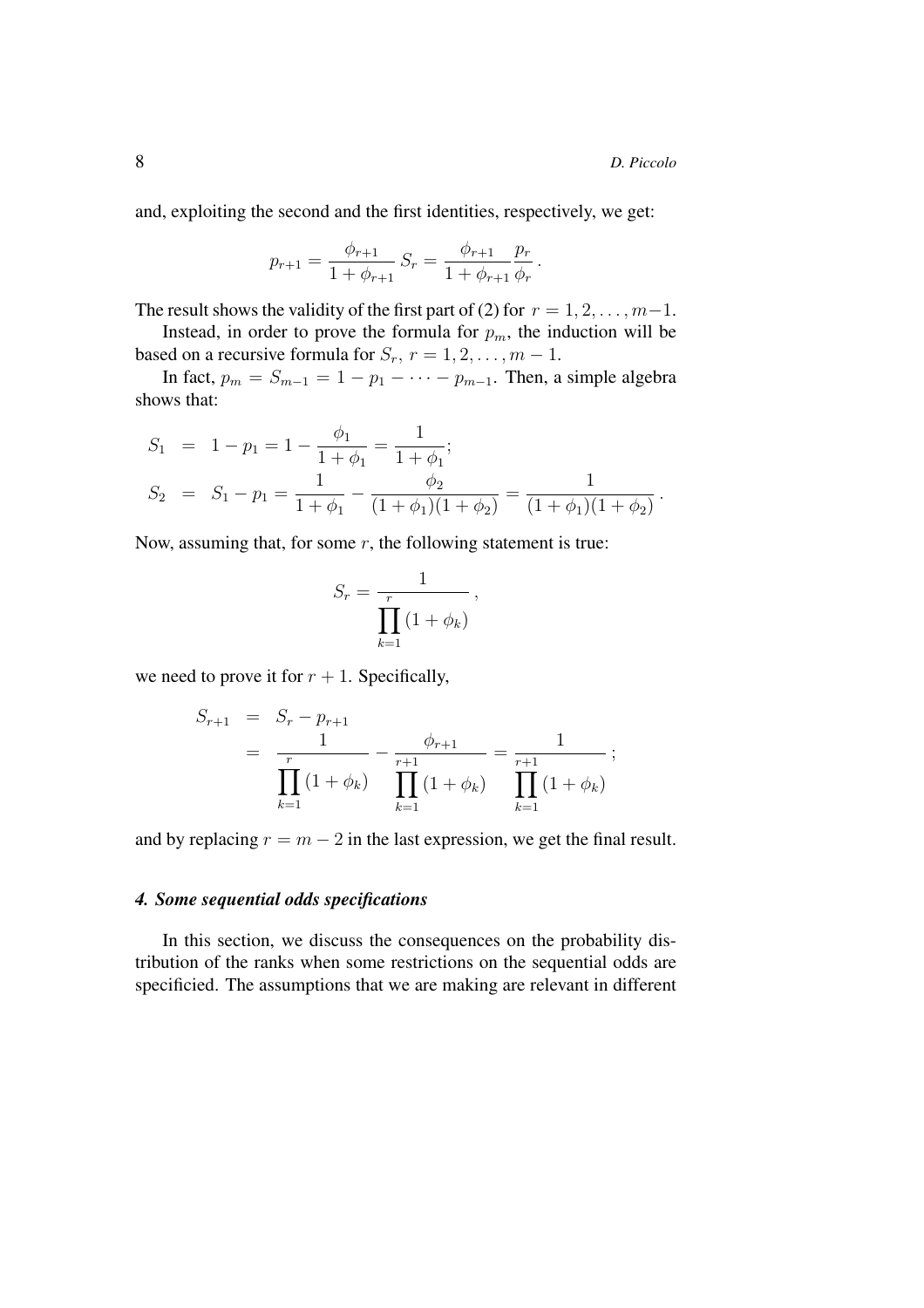and, exploiting the second and the first identities, respectively, we get:

$$p_{r+1} = \frac{\phi_{r+1}}{1+\phi_{r+1}}\, S_r = \frac{\phi_{r+1}}{1+\phi_{r+1}} \frac{p_r}{\phi_r}\,.$$

The result shows the validity of the first part of (2) for $r = 1, 2, \ldots, m-1$.

Instead, in order to prove the formula for $p_m$, the induction will be based on a recursive formula for $S_r$, $r = 1, 2, \ldots, m-1$.

In fact, $p_m = S_{m-1} = 1 - p_1 - \cdots - p_{m-1}$. Then, a simple algebra shows that:

$$\begin{aligned}
S_1 &= 1 - p_1 = 1 - \frac{\phi_1}{1+\phi_1} = \frac{1}{1+\phi_1};\\
S_2 &= S_1 - p_1 = \frac{1}{1+\phi_1} - \frac{\phi_2}{(1+\phi_1)(1+\phi_2)} = \frac{1}{(1+\phi_1)(1+\phi_2)}\,.
\end{aligned}$$

Now, assuming that, for some $r$, the following statement is true:

$$S_r = \frac{1}{\displaystyle\prod_{k=1}^{r}(1+\phi_k)}\,,$$

we need to prove it for $r+1$. Specifically,

$$\begin{aligned}
S_{r+1} &= S_r - p_{r+1}\\
&= \frac{1}{\displaystyle\prod_{k=1}^{r}(1+\phi_k)} - \frac{\phi_{r+1}}{\displaystyle\prod_{k=1}^{r+1}(1+\phi_k)} = \frac{1}{\displaystyle\prod_{k=1}^{r+1}(1+\phi_k)}\,;
\end{aligned}$$

and by replacing $r = m-2$ in the last expression, we get the final result.

### *4. Some sequential odds specifications*

In this section, we discuss the consequences on the probability distribution of the ranks when some restrictions on the sequential odds are specificied. The assumptions that we are making are relevant in different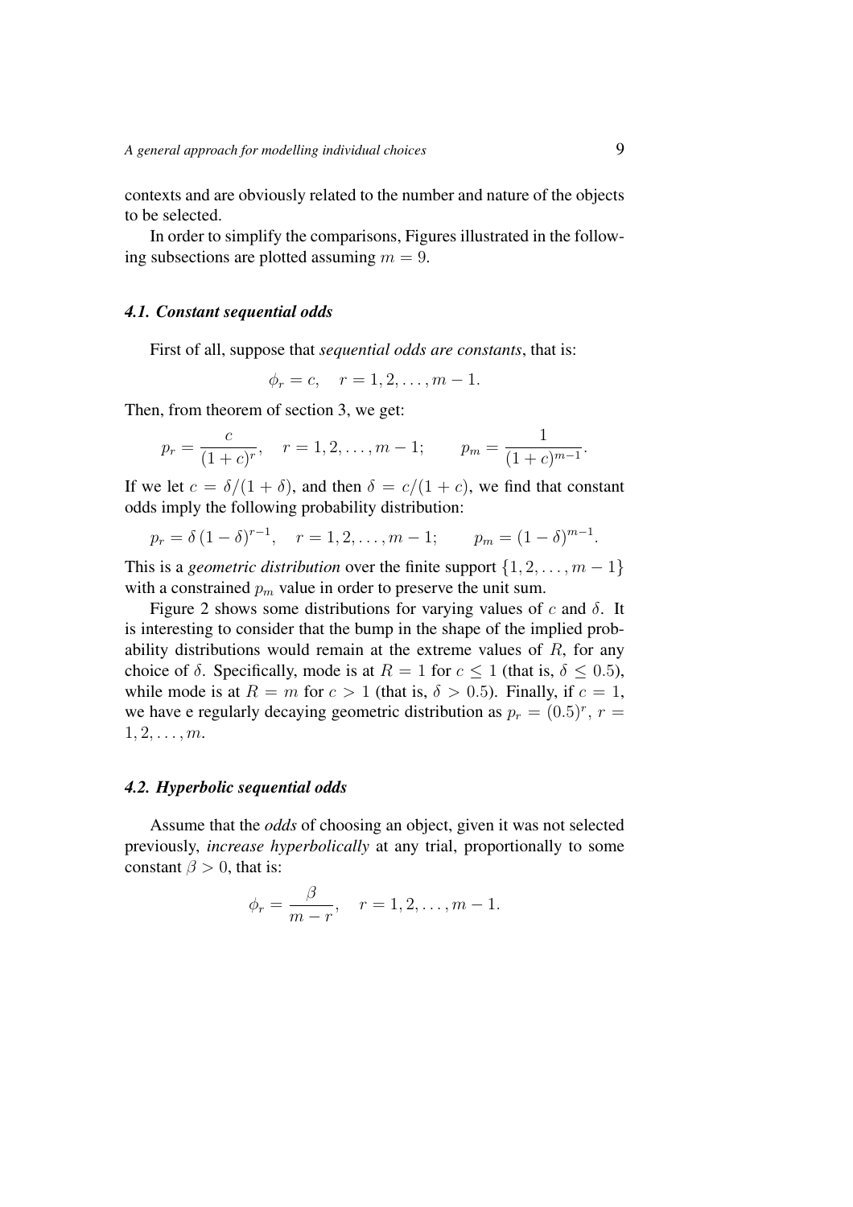contexts and are obviously related to the number and nature of the objects to be selected.

In order to simplify the comparisons, Figures illustrated in the following subsections are plotted assuming $m = 9$.

### *4.1. Constant sequential odds*

First of all, suppose that *sequential odds are constants*, that is:

$$\phi_r = c, \quad r = 1, 2, \ldots, m-1.$$

Then, from theorem of section 3, we get:

$$p_r = \frac{c}{(1+c)^r}, \quad r = 1, 2, \ldots, m-1; \qquad p_m = \frac{1}{(1+c)^{m-1}}.$$

If we let $c = \delta/(1+\delta)$, and then $\delta = c/(1+c)$, we find that constant odds imply the following probability distribution:

$$p_r = \delta\,(1-\delta)^{r-1}, \quad r = 1, 2, \ldots, m-1; \qquad p_m = (1-\delta)^{m-1}.$$

This is a *geometric distribution* over the finite support $\{1, 2, \ldots, m-1\}$ with a constrained $p_m$ value in order to preserve the unit sum.

Figure 2 shows some distributions for varying values of $c$ and $\delta$. It is interesting to consider that the bump in the shape of the implied probability distributions would remain at the extreme values of $R$, for any choice of $\delta$. Specifically, mode is at $R = 1$ for $c \leq 1$ (that is, $\delta \leq 0.5$), while mode is at $R = m$ for $c > 1$ (that is, $\delta > 0.5$). Finally, if $c = 1$, we have e regularly decaying geometric distribution as $p_r = (0.5)^r$, $r = 1, 2, \ldots, m$.

### *4.2. Hyperbolic sequential odds*

Assume that the *odds* of choosing an object, given it was not selected previously, *increase hyperbolically* at any trial, proportionally to some constant $\beta > 0$, that is:

$$\phi_r = \frac{\beta}{m-r}, \quad r = 1, 2, \ldots, m-1.$$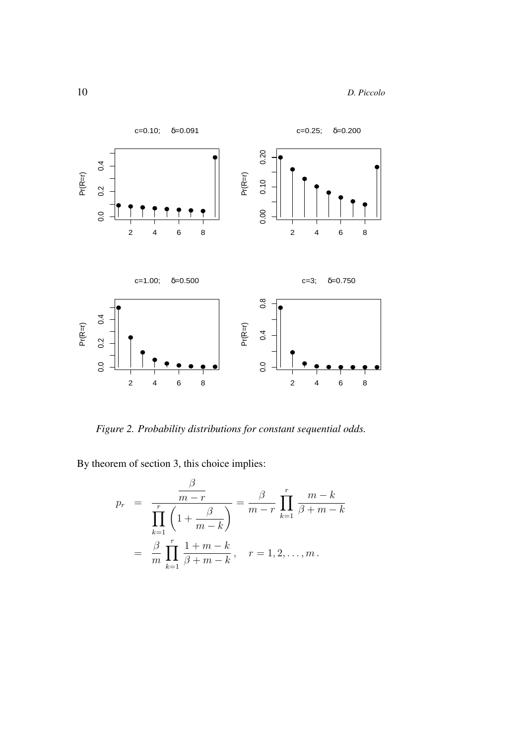*Figure 2. Probability distributions for constant sequential odds.*

By theorem of section 3, this choice implies:

$$
\begin{aligned}
p_r &= \frac{\dfrac{\beta}{m-r}}{\displaystyle\prod_{k=1}^{r}\left(1+\frac{\beta}{m-k}\right)} = \frac{\beta}{m-r}\prod_{k=1}^{r}\frac{m-k}{\beta+m-k} \\
&= \frac{\beta}{m}\prod_{k=1}^{r}\frac{1+m-k}{\beta+m-k}\,, \quad r=1,2,\ldots,m\,.
\end{aligned}
$$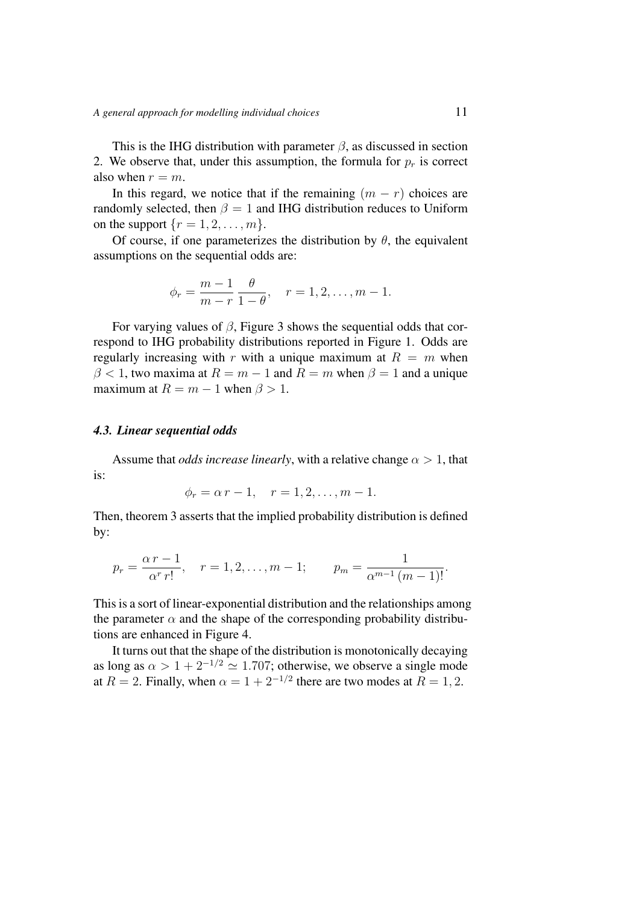This is the IHG distribution with parameter $\beta$, as discussed in section 2. We observe that, under this assumption, the formula for $p_r$ is correct also when $r = m$.

In this regard, we notice that if the remaining $(m - r)$ choices are randomly selected, then $\beta = 1$ and IHG distribution reduces to Uniform on the support $\{r = 1, 2, \ldots, m\}$.

Of course, if one parameterizes the distribution by $\theta$, the equivalent assumptions on the sequential odds are:

$$\phi_r = \frac{m-1}{m-r}\,\frac{\theta}{1-\theta}, \quad r = 1, 2, \ldots, m-1.$$

For varying values of $\beta$, Figure 3 shows the sequential odds that correspond to IHG probability distributions reported in Figure 1. Odds are regularly increasing with $r$ with a unique maximum at $R = m$ when $\beta < 1$, two maxima at $R = m - 1$ and $R = m$ when $\beta = 1$ and a unique maximum at $R = m - 1$ when $\beta > 1$.

### 4.3. Linear sequential odds

Assume that *odds increase linearly*, with a relative change $\alpha > 1$, that is:

$$\phi_r = \alpha\, r - 1, \quad r = 1, 2, \ldots, m-1.$$

Then, theorem 3 asserts that the implied probability distribution is defined by:

$$p_r = \frac{\alpha\, r - 1}{\alpha^r\, r!}, \quad r = 1, 2, \ldots, m-1; \qquad p_m = \frac{1}{\alpha^{m-1}\,(m-1)!}.$$

This is a sort of linear-exponential distribution and the relationships among the parameter $\alpha$ and the shape of the corresponding probability distributions are enhanced in Figure 4.

It turns out that the shape of the distribution is monotonically decaying as long as $\alpha > 1 + 2^{-1/2} \simeq 1.707$; otherwise, we observe a single mode at $R = 2$. Finally, when $\alpha = 1 + 2^{-1/2}$ there are two modes at $R = 1, 2$.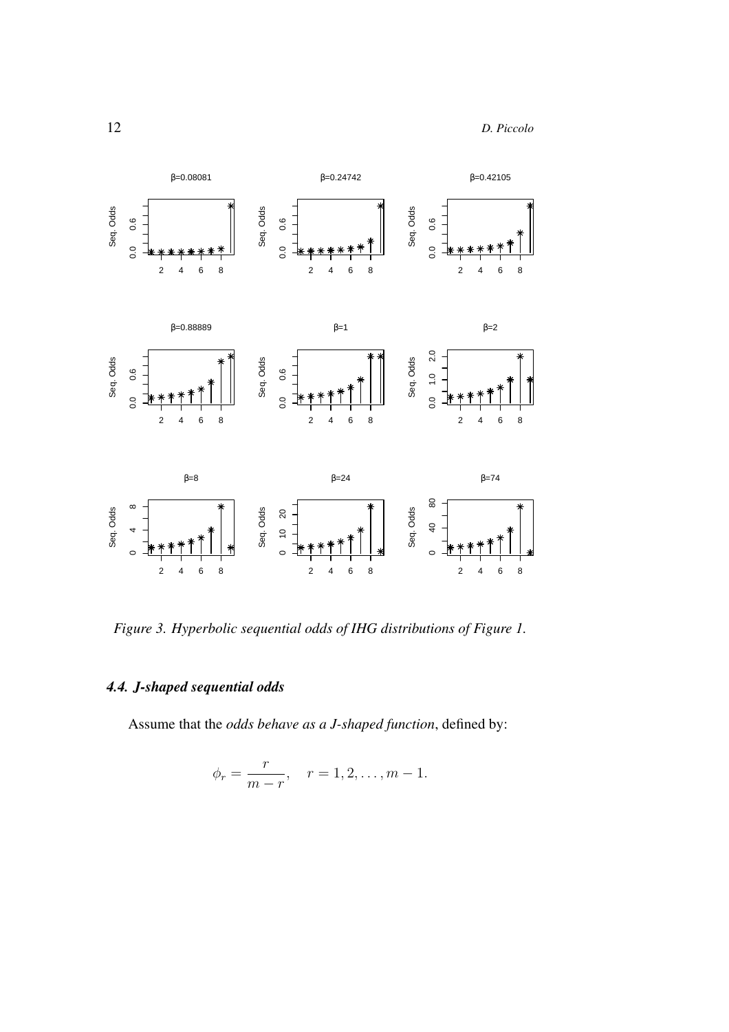*Figure 3. Hyperbolic sequential odds of IHG distributions of Figure 1.*

### 4.4. J-shaped sequential odds

Assume that the *odds behave as a J-shaped function*, defined by:

$$\phi_r = \frac{r}{m-r}, \quad r = 1, 2, \ldots, m-1.$$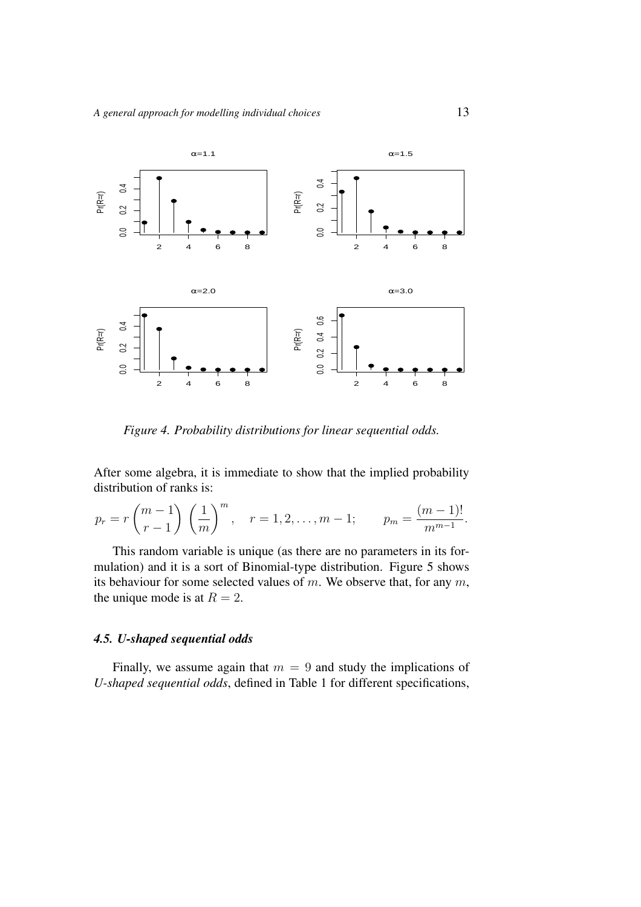*Figure 4. Probability distributions for linear sequential odds.*

After some algebra, it is immediate to show that the implied probability distribution of ranks is:

$$p_r = r\binom{m-1}{r-1}\left(\frac{1}{m}\right)^m, \quad r = 1, 2, \ldots, m-1; \qquad p_m = \frac{(m-1)!}{m^{m-1}}.$$

This random variable is unique (as there are no parameters in its formulation) and it is a sort of Binomial-type distribution. Figure 5 shows its behaviour for some selected values of $m$. We observe that, for any $m$, the unique mode is at $R = 2$.

### *4.5. U-shaped sequential odds*

Finally, we assume again that $m = 9$ and study the implications of *U-shaped sequential odds*, defined in Table 1 for different specifications,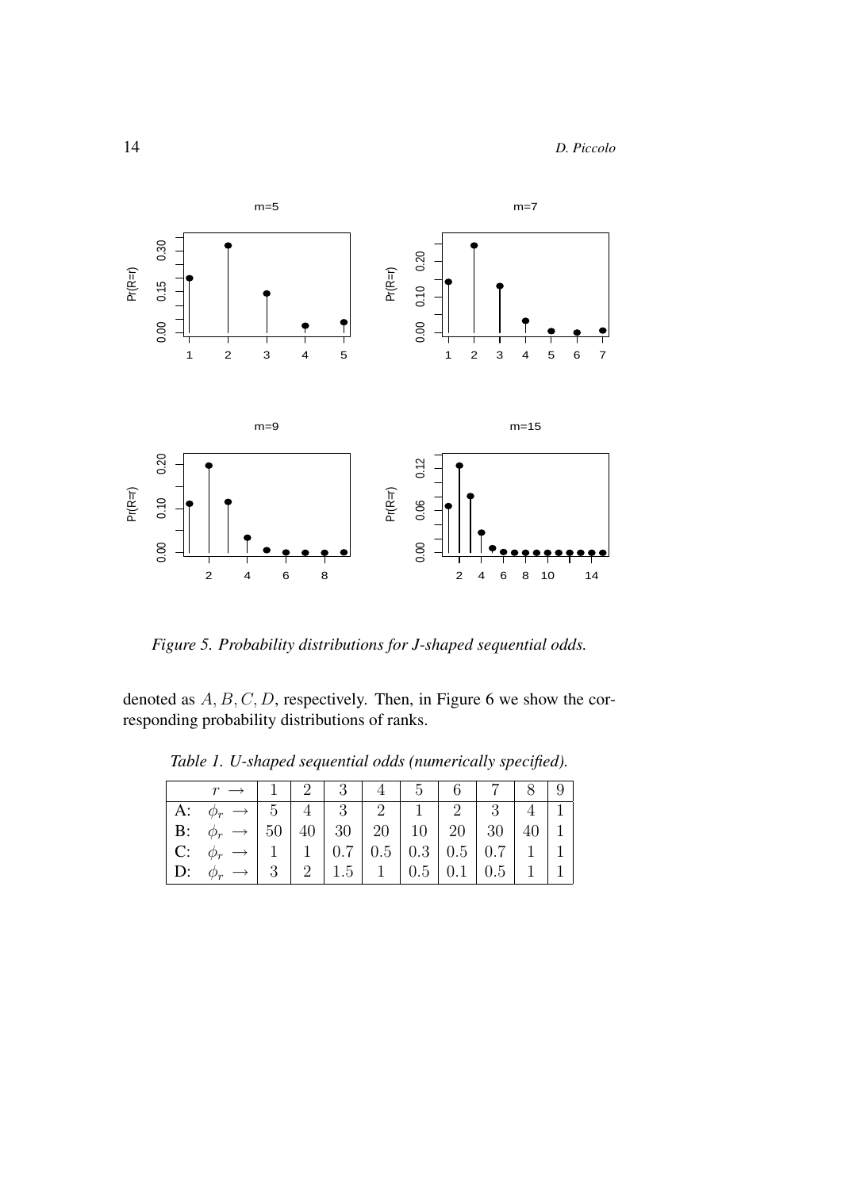*Figure 5. Probability distributions for J-shaped sequential odds.*

denoted as $A, B, C, D$, respectively. Then, in Figure 6 we show the corresponding probability distributions of ranks.

*Table 1. U-shaped sequential odds (numerically specified).*

| | $r \rightarrow$ | 1 | 2 | 3 | 4 | 5 | 6 | 7 | 8 | 9 |
|---|---|---|---|---|---|---|---|---|---|---|
| **A:** | $\phi_r \rightarrow$ | 5 | 4 | 3 | 2 | 1 | 2 | 3 | 4 | 1 |
| **B:** | $\phi_r \rightarrow$ | 50 | 40 | 30 | 20 | 10 | 20 | 30 | 40 | 1 |
| **C:** | $\phi_r \rightarrow$ | 1 | 1 | 0.7 | 0.5 | 0.3 | 0.5 | 0.7 | 1 | 1 |
| **D:** | $\phi_r \rightarrow$ | 3 | 2 | 1.5 | 1 | 0.5 | 0.1 | 0.5 | 1 | 1 |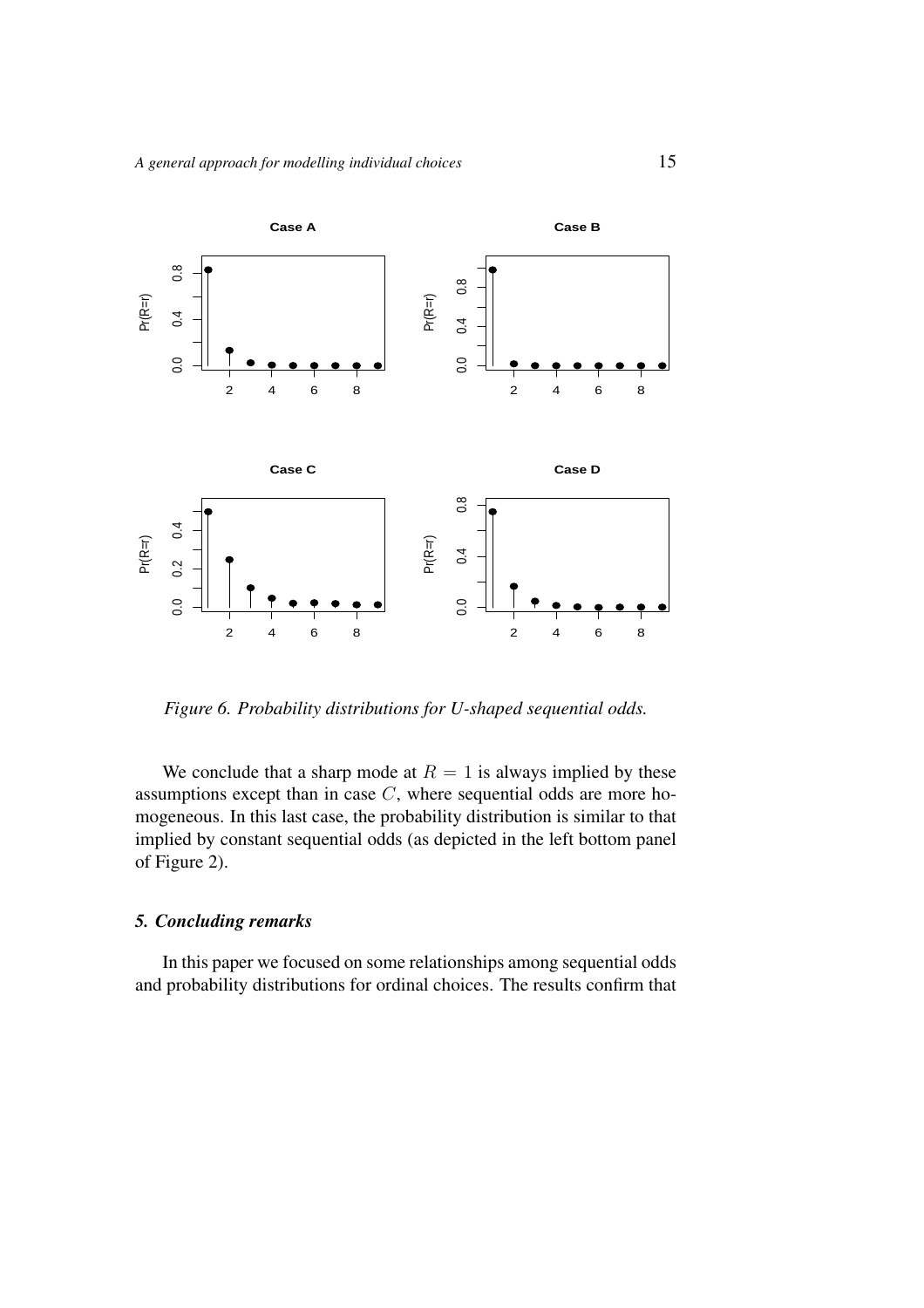*Figure 6. Probability distributions for U-shaped sequential odds.*

We conclude that a sharp mode at $R = 1$ is always implied by these assumptions except than in case $C$, where sequential odds are more homogeneous. In this last case, the probability distribution is similar to that implied by constant sequential odds (as depicted in the left bottom panel of Figure 2).

### *5. Concluding remarks*

In this paper we focused on some relationships among sequential odds and probability distributions for ordinal choices. The results confirm that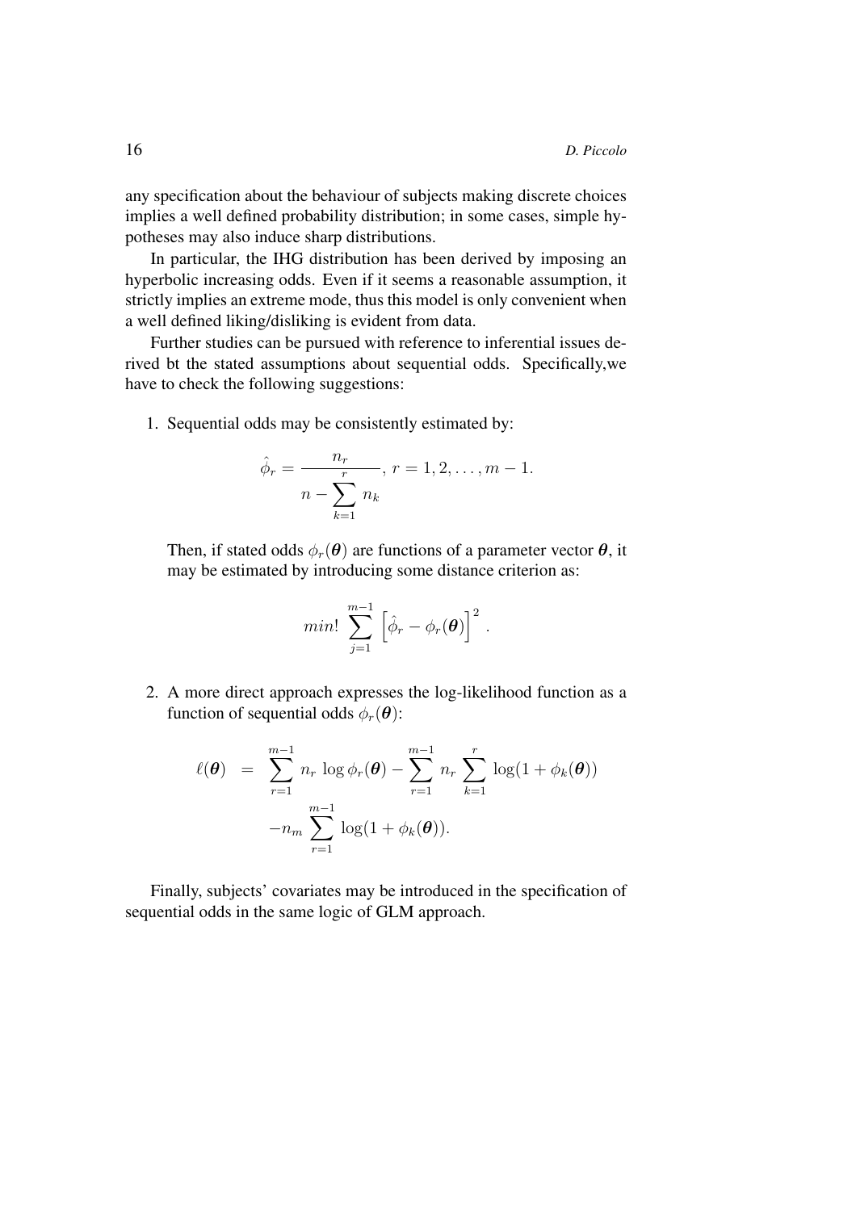any specification about the behaviour of subjects making discrete choices implies a well defined probability distribution; in some cases, simple hypotheses may also induce sharp distributions.

In particular, the IHG distribution has been derived by imposing an hyperbolic increasing odds. Even if it seems a reasonable assumption, it strictly implies an extreme mode, thus this model is only convenient when a well defined liking/disliking is evident from data.

Further studies can be pursued with reference to inferential issues derived bt the stated assumptions about sequential odds. Specifically,we have to check the following suggestions:

1. Sequential odds may be consistently estimated by:

$$\hat{\phi}_r = \frac{n_r}{n - \sum_{k=1}^{r} n_k}, \; r = 1, 2, \ldots, m-1.$$

   Then, if stated odds $\phi_r(\boldsymbol{\theta})$ are functions of a parameter vector $\boldsymbol{\theta}$, it may be estimated by introducing some distance criterion as:

$$min! \; \sum_{j=1}^{m-1} \left[\hat{\phi}_r - \phi_r(\boldsymbol{\theta})\right]^2 .$$

2. A more direct approach expresses the log-likelihood function as a function of sequential odds $\phi_r(\boldsymbol{\theta})$:

$$\begin{aligned} \ell(\boldsymbol{\theta}) &= \sum_{r=1}^{m-1} n_r \, \log \phi_r(\boldsymbol{\theta}) - \sum_{r=1}^{m-1} n_r \sum_{k=1}^{r} \log(1 + \phi_k(\boldsymbol{\theta})) \\ &\quad - n_m \sum_{r=1}^{m-1} \log(1 + \phi_k(\boldsymbol{\theta})). \end{aligned}$$

Finally, subjects' covariates may be introduced in the specification of sequential odds in the same logic of GLM approach.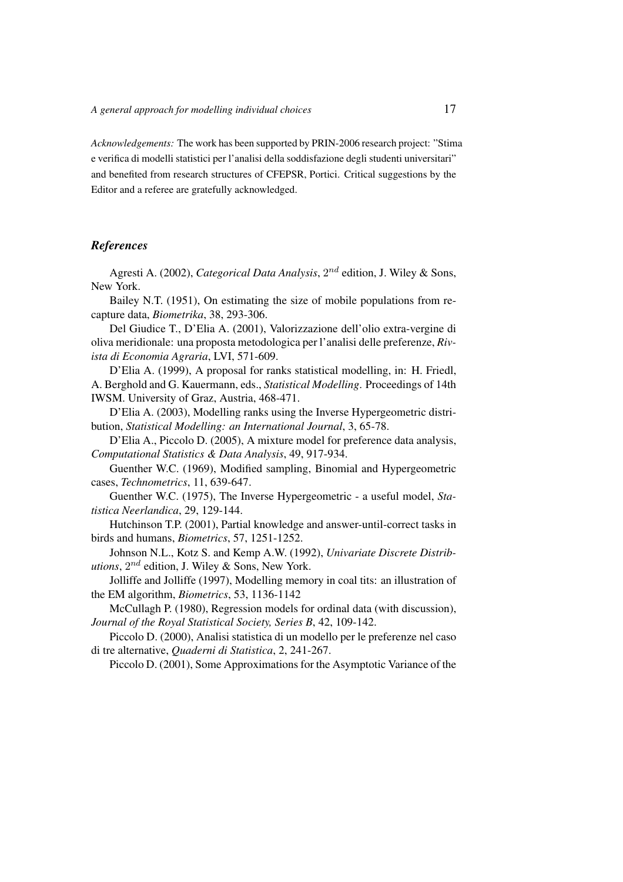*Acknowledgements:* The work has been supported by PRIN-2006 research project: "Stima e verifica di modelli statistici per l'analisi della soddisfazione degli studenti universitari" and benefited from research structures of CFEPSR, Portici. Critical suggestions by the Editor and a referee are gratefully acknowledged.

## *References*

Agresti A. (2002), *Categorical Data Analysis*, $2^{nd}$ edition, J. Wiley & Sons, New York.

Bailey N.T. (1951), On estimating the size of mobile populations from recapture data, *Biometrika*, 38, 293-306.

Del Giudice T., D'Elia A. (2001), Valorizzazione dell'olio extra-vergine di oliva meridionale: una proposta metodologica per l'analisi delle preferenze, *Rivista di Economia Agraria*, LVI, 571-609.

D'Elia A. (1999), A proposal for ranks statistical modelling, in: H. Friedl, A. Berghold and G. Kauermann, eds., *Statistical Modelling*. Proceedings of 14th IWSM. University of Graz, Austria, 468-471.

D'Elia A. (2003), Modelling ranks using the Inverse Hypergeometric distribution, *Statistical Modelling: an International Journal*, 3, 65-78.

D'Elia A., Piccolo D. (2005), A mixture model for preference data analysis, *Computational Statistics & Data Analysis*, 49, 917-934.

Guenther W.C. (1969), Modified sampling, Binomial and Hypergeometric cases, *Technometrics*, 11, 639-647.

Guenther W.C. (1975), The Inverse Hypergeometric - a useful model, *Statistica Neerlandica*, 29, 129-144.

Hutchinson T.P. (2001), Partial knowledge and answer-until-correct tasks in birds and humans, *Biometrics*, 57, 1251-1252.

Johnson N.L., Kotz S. and Kemp A.W. (1992), *Univariate Discrete Distributions*, $2^{nd}$ edition, J. Wiley & Sons, New York.

Jolliffe and Jolliffe (1997), Modelling memory in coal tits: an illustration of the EM algorithm, *Biometrics*, 53, 1136-1142

McCullagh P. (1980), Regression models for ordinal data (with discussion), *Journal of the Royal Statistical Society, Series B*, 42, 109-142.

Piccolo D. (2000), Analisi statistica di un modello per le preferenze nel caso di tre alternative, *Quaderni di Statistica*, 2, 241-267.

Piccolo D. (2001), Some Approximations for the Asymptotic Variance of the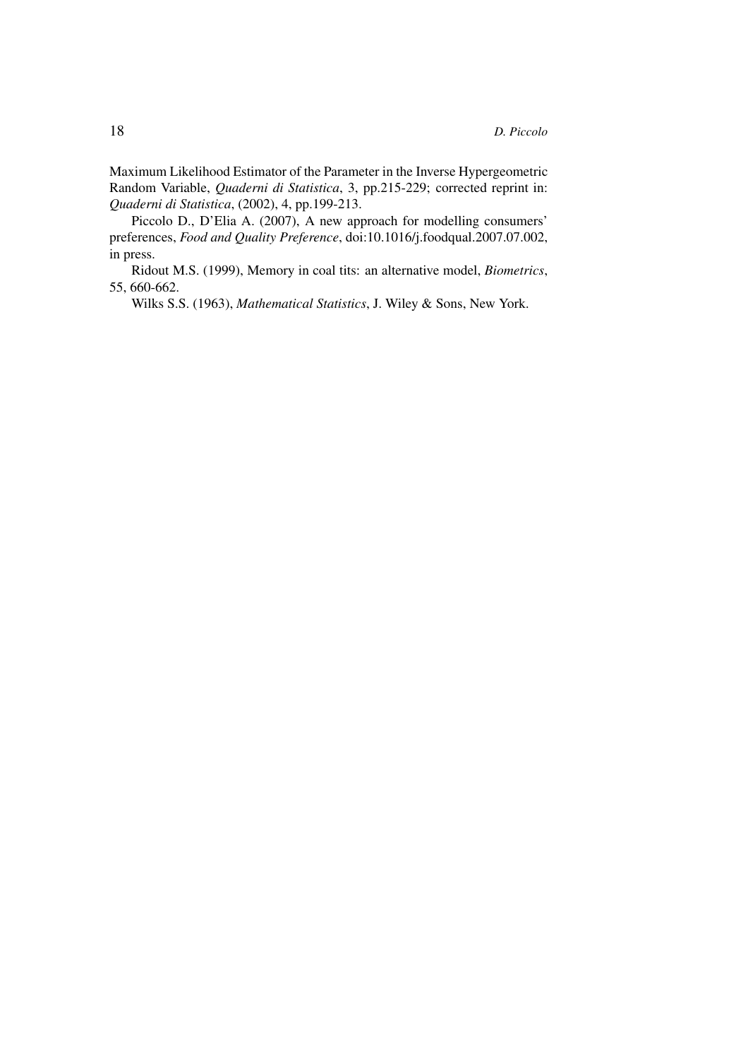Maximum Likelihood Estimator of the Parameter in the Inverse Hypergeometric Random Variable, *Quaderni di Statistica*, 3, pp.215-229; corrected reprint in: *Quaderni di Statistica*, (2002), 4, pp.199-213.

Piccolo D., D'Elia A. (2007), A new approach for modelling consumers' preferences, *Food and Quality Preference*, doi:10.1016/j.foodqual.2007.07.002, in press.

Ridout M.S. (1999), Memory in coal tits: an alternative model, *Biometrics*, 55, 660-662.

Wilks S.S. (1963), *Mathematical Statistics*, J. Wiley & Sons, New York.